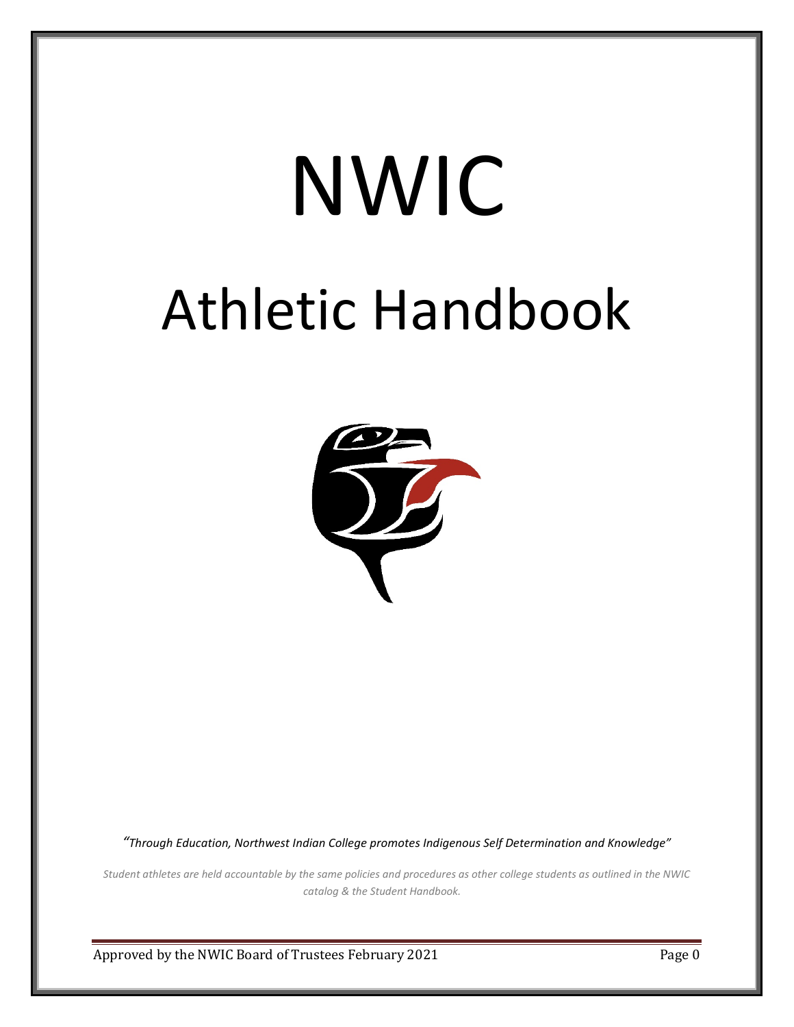# NWIC

# Athletic Handbook

*"Through Education, Northwest Indian College promotes Indigenous Self Determination and Knowledge"*

*Student athletes are held accountable by the same policies and procedures as other college students as outlined in the NWIC catalog & the Student Handbook.*

Approved by the NWIC Board of Trustees February 2021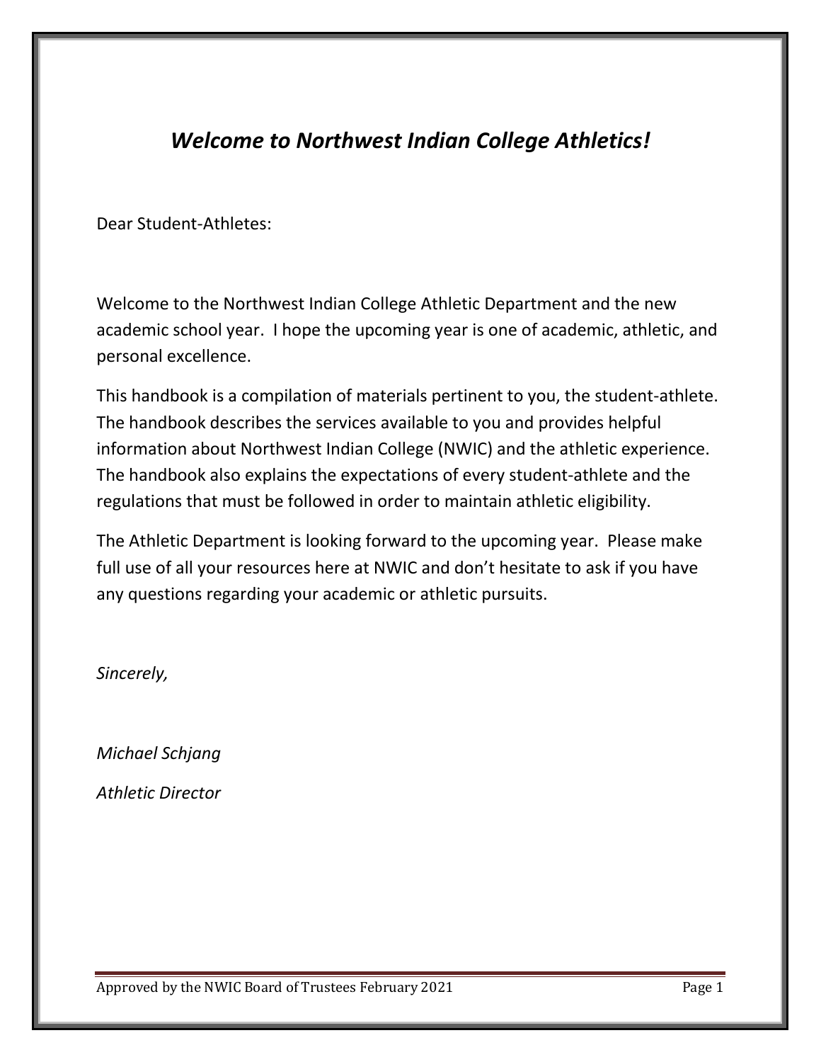# *Welcome to Northwest Indian College Athletics!*

Dear Student-Athletes:

Welcome to the Northwest Indian College Athletic Department and the new academic school year. I hope the upcoming year is one of academic, athletic, and personal excellence.

This handbook is a compilation of materials pertinent to you, the student-athlete. The handbook describes the services available to you and provides helpful information about Northwest Indian College (NWIC) and the athletic experience. The handbook also explains the expectations of every student-athlete and the regulations that must be followed in order to maintain athletic eligibility.

The Athletic Department is looking forward to the upcoming year. Please make full use of all your resources here at NWIC and don't hesitate to ask if you have any questions regarding your academic or athletic pursuits.

*Sincerely,*

*Michael Schjang*

*Athletic Director*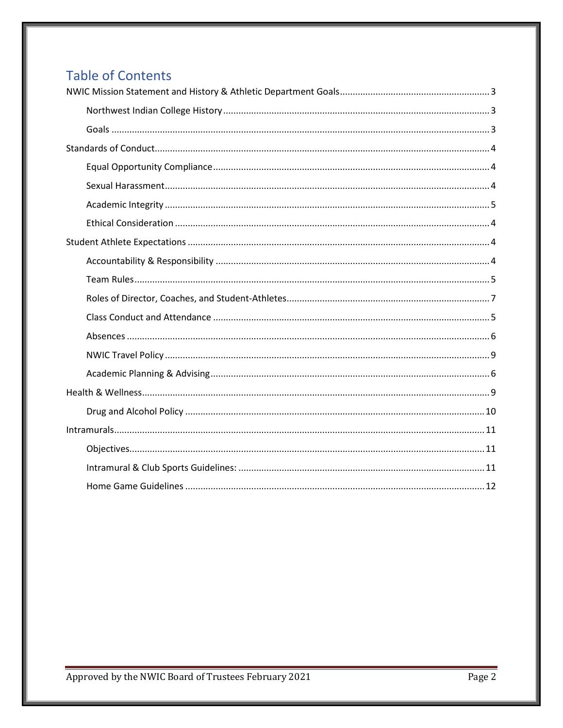# Table of Contents

NWIC Mission Statement and History & Athletic Department Goals ........ 3

- Northwest Indian College History ........ 3
- Goals ........ 3

Standards of Conduct ........ 4

- Equal Opportunity Compliance ........ 4
- Sexual Harassment ........ 4
- Academic Integrity ........ 5
- Ethical Consideration ........ 4

Student Athlete Expectations ........ 4

- Accountability & Responsibility ........ 4
- Team Rules ........ 5
- Roles of Director, Coaches, and Student-Athletes ........ 7
- Class Conduct and Attendance ........ 5
- Absences ........ 6
- NWIC Travel Policy ........ 9
- Academic Planning & Advising ........ 6

Health & Wellness ........ 9

- Drug and Alcohol Policy ........ 10

Intramurals ........ 11

- Objectives ........ 11
- Intramural & Club Sports Guidelines: ........ 11
- Home Game Guidelines ........ 12

Approved by the NWIC Board of Trustees February 2021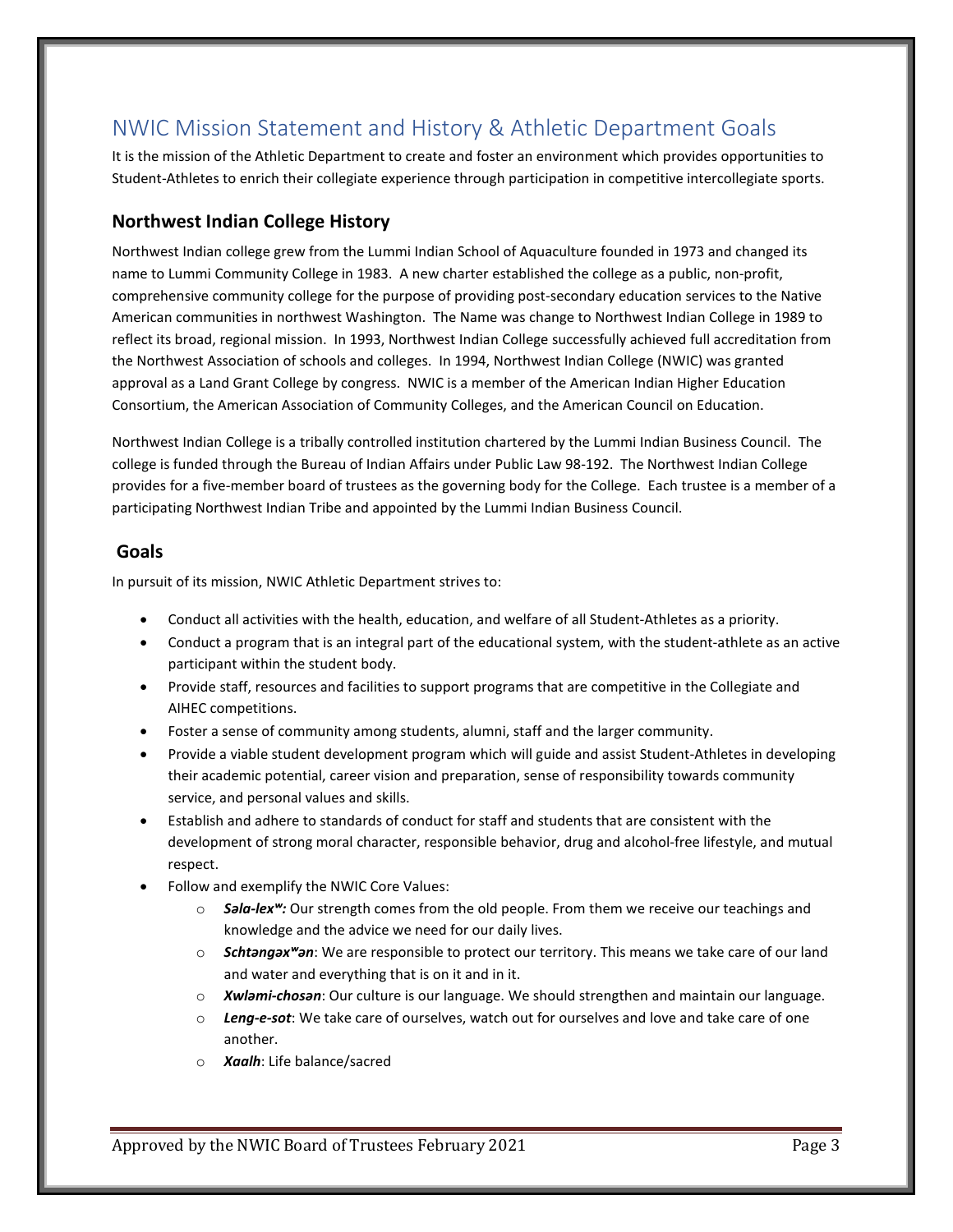# NWIC Mission Statement and History & Athletic Department Goals

It is the mission of the Athletic Department to create and foster an environment which provides opportunities to Student-Athletes to enrich their collegiate experience through participation in competitive intercollegiate sports.

## Northwest Indian College History

Northwest Indian college grew from the Lummi Indian School of Aquaculture founded in 1973 and changed its name to Lummi Community College in 1983. A new charter established the college as a public, non-profit, comprehensive community college for the purpose of providing post-secondary education services to the Native American communities in northwest Washington. The Name was change to Northwest Indian College in 1989 to reflect its broad, regional mission. In 1993, Northwest Indian College successfully achieved full accreditation from the Northwest Association of schools and colleges. In 1994, Northwest Indian College (NWIC) was granted approval as a Land Grant College by congress. NWIC is a member of the American Indian Higher Education Consortium, the American Association of Community Colleges, and the American Council on Education.

Northwest Indian College is a tribally controlled institution chartered by the Lummi Indian Business Council. The college is funded through the Bureau of Indian Affairs under Public Law 98-192. The Northwest Indian College provides for a five-member board of trustees as the governing body for the College. Each trustee is a member of a participating Northwest Indian Tribe and appointed by the Lummi Indian Business Council.

## Goals

In pursuit of its mission, NWIC Athletic Department strives to:

- Conduct all activities with the health, education, and welfare of all Student-Athletes as a priority.
- Conduct a program that is an integral part of the educational system, with the student-athlete as an active participant within the student body.
- Provide staff, resources and facilities to support programs that are competitive in the Collegiate and AIHEC competitions.
- Foster a sense of community among students, alumni, staff and the larger community.
- Provide a viable student development program which will guide and assist Student-Athletes in developing their academic potential, career vision and preparation, sense of responsibility towards community service, and personal values and skills.
- Establish and adhere to standards of conduct for staff and students that are consistent with the development of strong moral character, responsible behavior, drug and alcohol-free lifestyle, and mutual respect.
- Follow and exemplify the NWIC Core Values:
  - ***Səla-lexʷ:*** Our strength comes from the old people. From them we receive our teachings and knowledge and the advice we need for our daily lives.
  - ***Schtəngəxʷən***: We are responsible to protect our territory. This means we take care of our land and water and everything that is on it and in it.
  - ***Xwləmi-chosən***: Our culture is our language. We should strengthen and maintain our language.
  - ***Leng-e-sot***: We take care of ourselves, watch out for ourselves and love and take care of one another.
  - ***Xaalh***: Life balance/sacred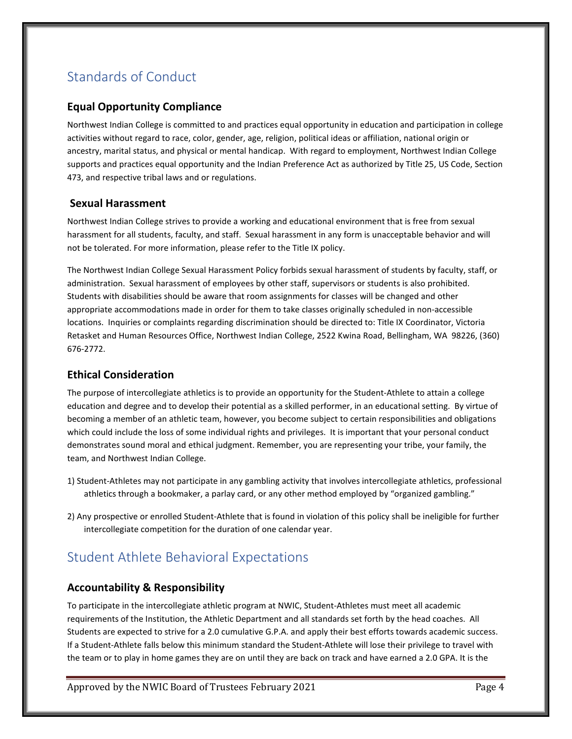# Standards of Conduct

### Equal Opportunity Compliance

Northwest Indian College is committed to and practices equal opportunity in education and participation in college activities without regard to race, color, gender, age, religion, political ideas or affiliation, national origin or ancestry, marital status, and physical or mental handicap. With regard to employment, Northwest Indian College supports and practices equal opportunity and the Indian Preference Act as authorized by Title 25, US Code, Section 473, and respective tribal laws and or regulations.

### Sexual Harassment

Northwest Indian College strives to provide a working and educational environment that is free from sexual harassment for all students, faculty, and staff. Sexual harassment in any form is unacceptable behavior and will not be tolerated. For more information, please refer to the Title IX policy.

The Northwest Indian College Sexual Harassment Policy forbids sexual harassment of students by faculty, staff, or administration. Sexual harassment of employees by other staff, supervisors or students is also prohibited. Students with disabilities should be aware that room assignments for classes will be changed and other appropriate accommodations made in order for them to take classes originally scheduled in non-accessible locations. Inquiries or complaints regarding discrimination should be directed to: Title IX Coordinator, Victoria Retasket and Human Resources Office, Northwest Indian College, 2522 Kwina Road, Bellingham, WA 98226, (360) 676-2772.

### Ethical Consideration

The purpose of intercollegiate athletics is to provide an opportunity for the Student-Athlete to attain a college education and degree and to develop their potential as a skilled performer, in an educational setting. By virtue of becoming a member of an athletic team, however, you become subject to certain responsibilities and obligations which could include the loss of some individual rights and privileges. It is important that your personal conduct demonstrates sound moral and ethical judgment. Remember, you are representing your tribe, your family, the team, and Northwest Indian College.

1) Student-Athletes may not participate in any gambling activity that involves intercollegiate athletics, professional athletics through a bookmaker, a parlay card, or any other method employed by "organized gambling."

2) Any prospective or enrolled Student-Athlete that is found in violation of this policy shall be ineligible for further intercollegiate competition for the duration of one calendar year.

# Student Athlete Behavioral Expectations

### Accountability & Responsibility

To participate in the intercollegiate athletic program at NWIC, Student-Athletes must meet all academic requirements of the Institution, the Athletic Department and all standards set forth by the head coaches. All Students are expected to strive for a 2.0 cumulative G.P.A. and apply their best efforts towards academic success. If a Student-Athlete falls below this minimum standard the Student-Athlete will lose their privilege to travel with the team or to play in home games they are on until they are back on track and have earned a 2.0 GPA. It is the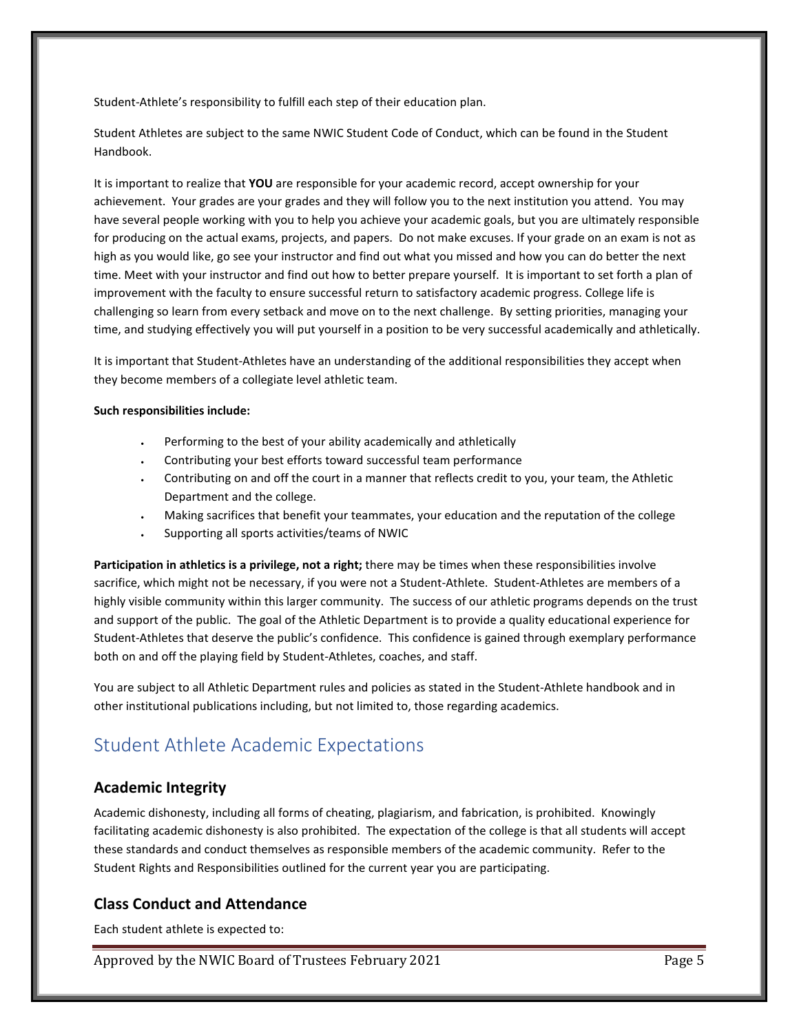Student-Athlete's responsibility to fulfill each step of their education plan.

Student Athletes are subject to the same NWIC Student Code of Conduct, which can be found in the Student Handbook.

It is important to realize that **YOU** are responsible for your academic record, accept ownership for your achievement. Your grades are your grades and they will follow you to the next institution you attend. You may have several people working with you to help you achieve your academic goals, but you are ultimately responsible for producing on the actual exams, projects, and papers. Do not make excuses. If your grade on an exam is not as high as you would like, go see your instructor and find out what you missed and how you can do better the next time. Meet with your instructor and find out how to better prepare yourself. It is important to set forth a plan of improvement with the faculty to ensure successful return to satisfactory academic progress. College life is challenging so learn from every setback and move on to the next challenge. By setting priorities, managing your time, and studying effectively you will put yourself in a position to be very successful academically and athletically.

It is important that Student-Athletes have an understanding of the additional responsibilities they accept when they become members of a collegiate level athletic team.

**Such responsibilities include:**

- Performing to the best of your ability academically and athletically
- Contributing your best efforts toward successful team performance
- Contributing on and off the court in a manner that reflects credit to you, your team, the Athletic Department and the college.
- Making sacrifices that benefit your teammates, your education and the reputation of the college
- Supporting all sports activities/teams of NWIC

**Participation in athletics is a privilege, not a right;** there may be times when these responsibilities involve sacrifice, which might not be necessary, if you were not a Student-Athlete. Student-Athletes are members of a highly visible community within this larger community. The success of our athletic programs depends on the trust and support of the public. The goal of the Athletic Department is to provide a quality educational experience for Student-Athletes that deserve the public's confidence. This confidence is gained through exemplary performance both on and off the playing field by Student-Athletes, coaches, and staff.

You are subject to all Athletic Department rules and policies as stated in the Student-Athlete handbook and in other institutional publications including, but not limited to, those regarding academics.

## Student Athlete Academic Expectations

### Academic Integrity

Academic dishonesty, including all forms of cheating, plagiarism, and fabrication, is prohibited. Knowingly facilitating academic dishonesty is also prohibited. The expectation of the college is that all students will accept these standards and conduct themselves as responsible members of the academic community. Refer to the Student Rights and Responsibilities outlined for the current year you are participating.

### Class Conduct and Attendance

Each student athlete is expected to: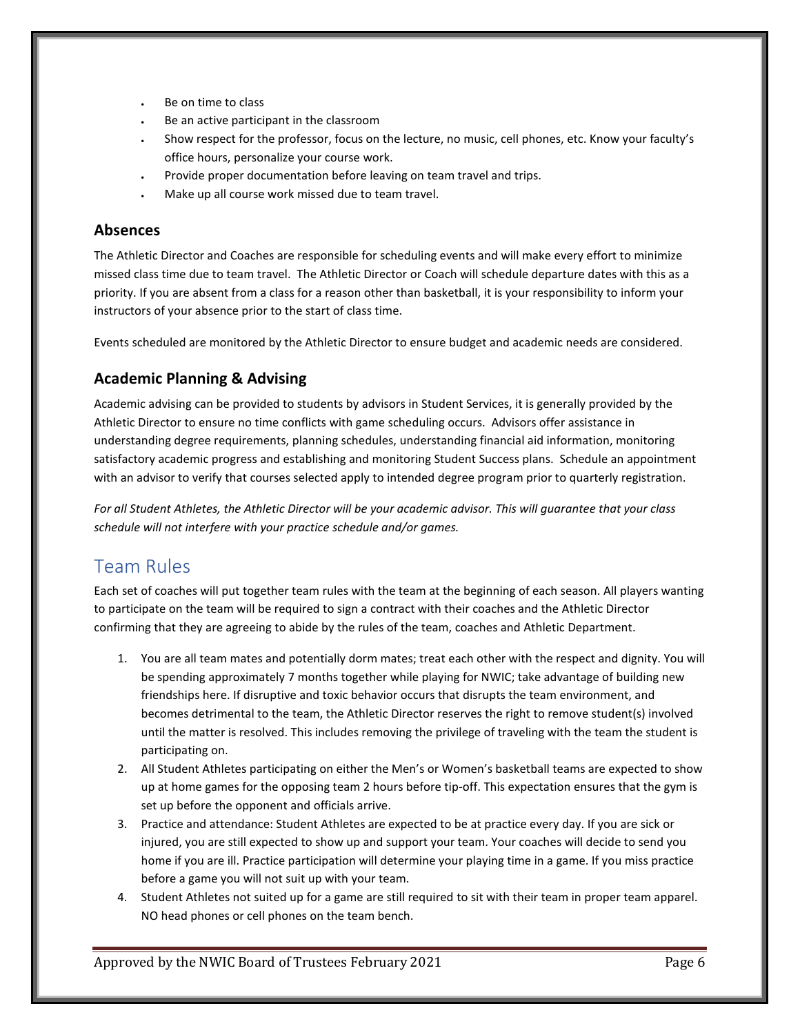- Be on time to class
- Be an active participant in the classroom
- Show respect for the professor, focus on the lecture, no music, cell phones, etc. Know your faculty's office hours, personalize your course work.
- Provide proper documentation before leaving on team travel and trips.
- Make up all course work missed due to team travel.

### Absences

The Athletic Director and Coaches are responsible for scheduling events and will make every effort to minimize missed class time due to team travel. The Athletic Director or Coach will schedule departure dates with this as a priority. If you are absent from a class for a reason other than basketball, it is your responsibility to inform your instructors of your absence prior to the start of class time.

Events scheduled are monitored by the Athletic Director to ensure budget and academic needs are considered.

### Academic Planning & Advising

Academic advising can be provided to students by advisors in Student Services, it is generally provided by the Athletic Director to ensure no time conflicts with game scheduling occurs. Advisors offer assistance in understanding degree requirements, planning schedules, understanding financial aid information, monitoring satisfactory academic progress and establishing and monitoring Student Success plans. Schedule an appointment with an advisor to verify that courses selected apply to intended degree program prior to quarterly registration.

*For all Student Athletes, the Athletic Director will be your academic advisor. This will guarantee that your class schedule will not interfere with your practice schedule and/or games.*

## Team Rules

Each set of coaches will put together team rules with the team at the beginning of each season. All players wanting to participate on the team will be required to sign a contract with their coaches and the Athletic Director confirming that they are agreeing to abide by the rules of the team, coaches and Athletic Department.

1. You are all team mates and potentially dorm mates; treat each other with the respect and dignity. You will be spending approximately 7 months together while playing for NWIC; take advantage of building new friendships here. If disruptive and toxic behavior occurs that disrupts the team environment, and becomes detrimental to the team, the Athletic Director reserves the right to remove student(s) involved until the matter is resolved. This includes removing the privilege of traveling with the team the student is participating on.
2. All Student Athletes participating on either the Men's or Women's basketball teams are expected to show up at home games for the opposing team 2 hours before tip-off. This expectation ensures that the gym is set up before the opponent and officials arrive.
3. Practice and attendance: Student Athletes are expected to be at practice every day. If you are sick or injured, you are still expected to show up and support your team. Your coaches will decide to send you home if you are ill. Practice participation will determine your playing time in a game. If you miss practice before a game you will not suit up with your team.
4. Student Athletes not suited up for a game are still required to sit with their team in proper team apparel. NO head phones or cell phones on the team bench.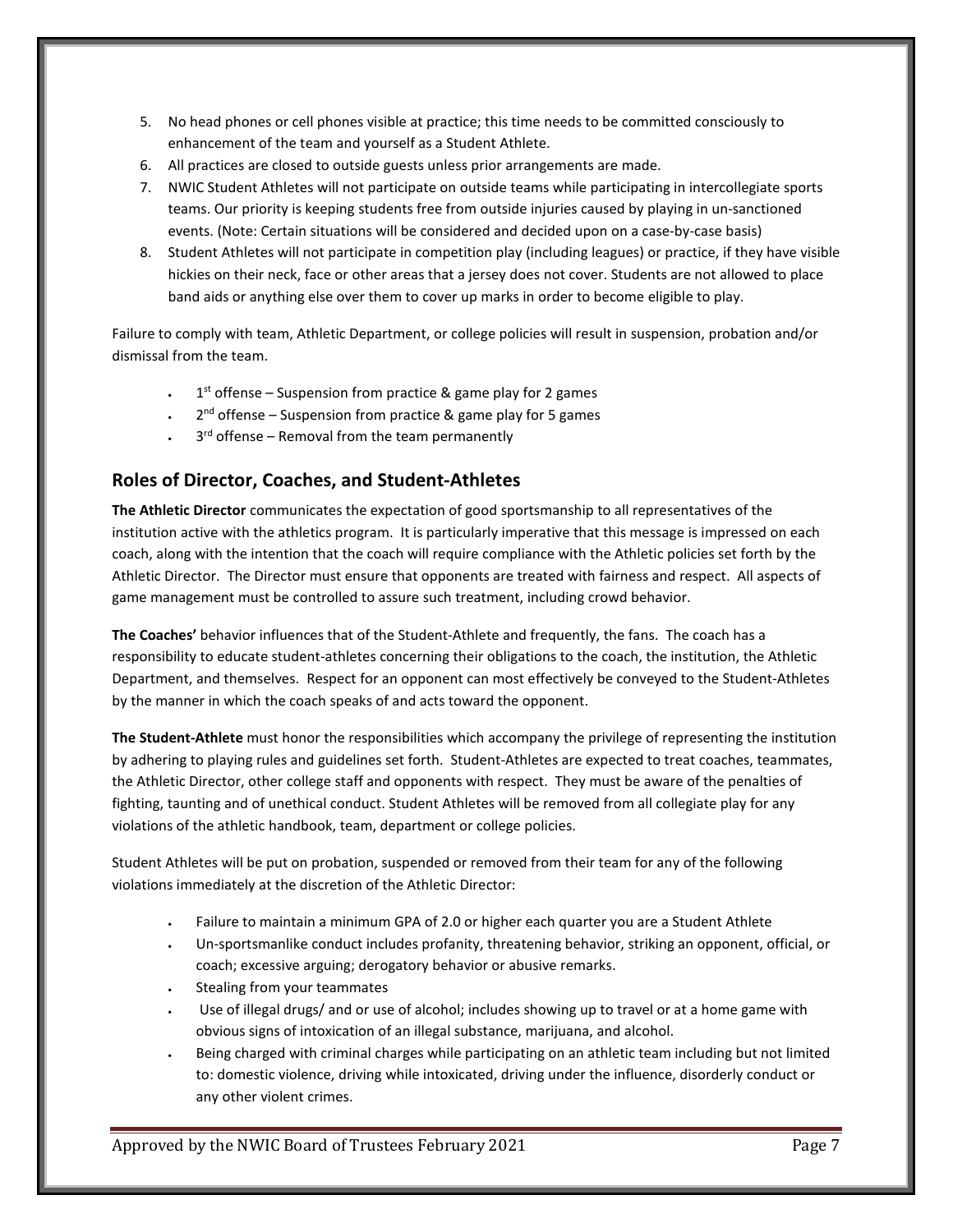5. No head phones or cell phones visible at practice; this time needs to be committed consciously to enhancement of the team and yourself as a Student Athlete.
6. All practices are closed to outside guests unless prior arrangements are made.
7. NWIC Student Athletes will not participate on outside teams while participating in intercollegiate sports teams. Our priority is keeping students free from outside injuries caused by playing in un-sanctioned events. (Note: Certain situations will be considered and decided upon on a case-by-case basis)
8. Student Athletes will not participate in competition play (including leagues) or practice, if they have visible hickies on their neck, face or other areas that a jersey does not cover. Students are not allowed to place band aids or anything else over them to cover up marks in order to become eligible to play.

Failure to comply with team, Athletic Department, or college policies will result in suspension, probation and/or dismissal from the team.

- 1st offense – Suspension from practice & game play for 2 games
- 2nd offense – Suspension from practice & game play for 5 games
- 3rd offense – Removal from the team permanently

## Roles of Director, Coaches, and Student-Athletes

**The Athletic Director** communicates the expectation of good sportsmanship to all representatives of the institution active with the athletics program. It is particularly imperative that this message is impressed on each coach, along with the intention that the coach will require compliance with the Athletic policies set forth by the Athletic Director. The Director must ensure that opponents are treated with fairness and respect. All aspects of game management must be controlled to assure such treatment, including crowd behavior.

**The Coaches'** behavior influences that of the Student-Athlete and frequently, the fans. The coach has a responsibility to educate student-athletes concerning their obligations to the coach, the institution, the Athletic Department, and themselves. Respect for an opponent can most effectively be conveyed to the Student-Athletes by the manner in which the coach speaks of and acts toward the opponent.

**The Student-Athlete** must honor the responsibilities which accompany the privilege of representing the institution by adhering to playing rules and guidelines set forth. Student-Athletes are expected to treat coaches, teammates, the Athletic Director, other college staff and opponents with respect. They must be aware of the penalties of fighting, taunting and of unethical conduct. Student Athletes will be removed from all collegiate play for any violations of the athletic handbook, team, department or college policies.

Student Athletes will be put on probation, suspended or removed from their team for any of the following violations immediately at the discretion of the Athletic Director:

- Failure to maintain a minimum GPA of 2.0 or higher each quarter you are a Student Athlete
- Un-sportsmanlike conduct includes profanity, threatening behavior, striking an opponent, official, or coach; excessive arguing; derogatory behavior or abusive remarks.
- Stealing from your teammates
- Use of illegal drugs/ and or use of alcohol; includes showing up to travel or at a home game with obvious signs of intoxication of an illegal substance, marijuana, and alcohol.
- Being charged with criminal charges while participating on an athletic team including but not limited to: domestic violence, driving while intoxicated, driving under the influence, disorderly conduct or any other violent crimes.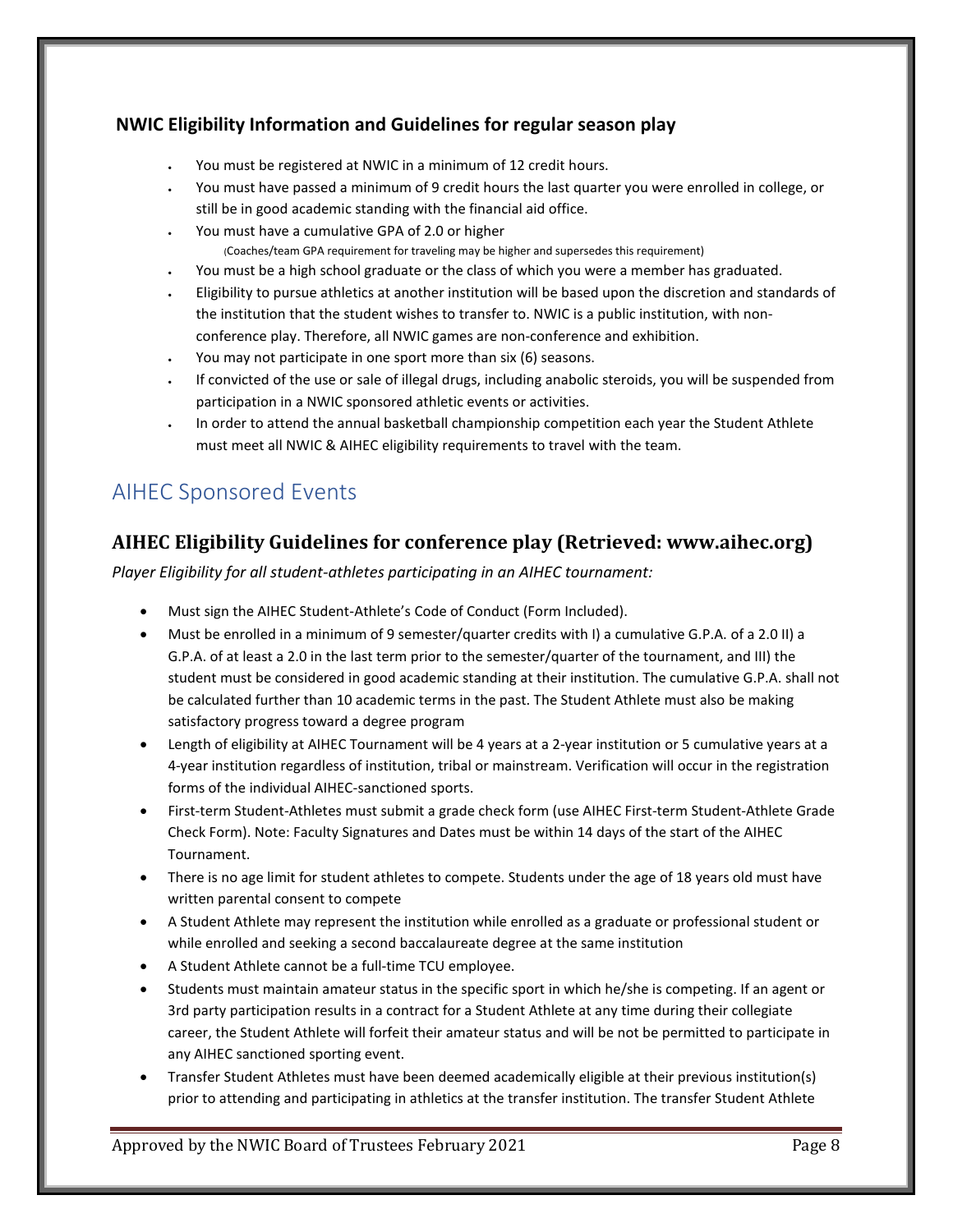### NWIC Eligibility Information and Guidelines for regular season play

- You must be registered at NWIC in a minimum of 12 credit hours.
- You must have passed a minimum of 9 credit hours the last quarter you were enrolled in college, or still be in good academic standing with the financial aid office.
- You must have a cumulative GPA of 2.0 or higher
  (Coaches/team GPA requirement for traveling may be higher and supersedes this requirement)
- You must be a high school graduate or the class of which you were a member has graduated.
- Eligibility to pursue athletics at another institution will be based upon the discretion and standards of the institution that the student wishes to transfer to. NWIC is a public institution, with non-conference play. Therefore, all NWIC games are non-conference and exhibition.
- You may not participate in one sport more than six (6) seasons.
- If convicted of the use or sale of illegal drugs, including anabolic steroids, you will be suspended from participation in a NWIC sponsored athletic events or activities.
- In order to attend the annual basketball championship competition each year the Student Athlete must meet all NWIC & AIHEC eligibility requirements to travel with the team.

## AIHEC Sponsored Events

### AIHEC Eligibility Guidelines for conference play (Retrieved: www.aihec.org)

*Player Eligibility for all student-athletes participating in an AIHEC tournament:*

- Must sign the AIHEC Student-Athlete's Code of Conduct (Form Included).
- Must be enrolled in a minimum of 9 semester/quarter credits with I) a cumulative G.P.A. of a 2.0 II) a G.P.A. of at least a 2.0 in the last term prior to the semester/quarter of the tournament, and III) the student must be considered in good academic standing at their institution. The cumulative G.P.A. shall not be calculated further than 10 academic terms in the past. The Student Athlete must also be making satisfactory progress toward a degree program
- Length of eligibility at AIHEC Tournament will be 4 years at a 2-year institution or 5 cumulative years at a 4-year institution regardless of institution, tribal or mainstream. Verification will occur in the registration forms of the individual AIHEC-sanctioned sports.
- First-term Student-Athletes must submit a grade check form (use AIHEC First-term Student-Athlete Grade Check Form). Note: Faculty Signatures and Dates must be within 14 days of the start of the AIHEC Tournament.
- There is no age limit for student athletes to compete. Students under the age of 18 years old must have written parental consent to compete
- A Student Athlete may represent the institution while enrolled as a graduate or professional student or while enrolled and seeking a second baccalaureate degree at the same institution
- A Student Athlete cannot be a full-time TCU employee.
- Students must maintain amateur status in the specific sport in which he/she is competing. If an agent or 3rd party participation results in a contract for a Student Athlete at any time during their collegiate career, the Student Athlete will forfeit their amateur status and will be not be permitted to participate in any AIHEC sanctioned sporting event.
- Transfer Student Athletes must have been deemed academically eligible at their previous institution(s) prior to attending and participating in athletics at the transfer institution. The transfer Student Athlete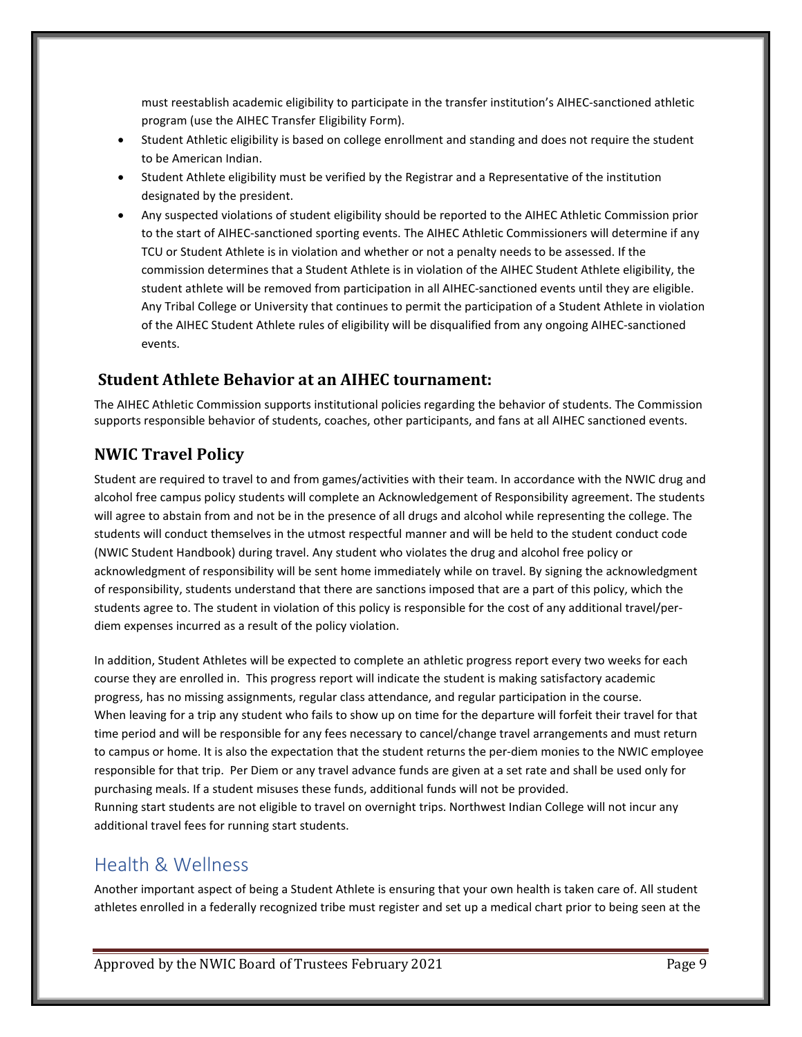must reestablish academic eligibility to participate in the transfer institution's AIHEC-sanctioned athletic program (use the AIHEC Transfer Eligibility Form).

- Student Athletic eligibility is based on college enrollment and standing and does not require the student to be American Indian.
- Student Athlete eligibility must be verified by the Registrar and a Representative of the institution designated by the president.
- Any suspected violations of student eligibility should be reported to the AIHEC Athletic Commission prior to the start of AIHEC-sanctioned sporting events. The AIHEC Athletic Commissioners will determine if any TCU or Student Athlete is in violation and whether or not a penalty needs to be assessed. If the commission determines that a Student Athlete is in violation of the AIHEC Student Athlete eligibility, the student athlete will be removed from participation in all AIHEC-sanctioned events until they are eligible. Any Tribal College or University that continues to permit the participation of a Student Athlete in violation of the AIHEC Student Athlete rules of eligibility will be disqualified from any ongoing AIHEC-sanctioned events.

## Student Athlete Behavior at an AIHEC tournament:

The AIHEC Athletic Commission supports institutional policies regarding the behavior of students. The Commission supports responsible behavior of students, coaches, other participants, and fans at all AIHEC sanctioned events.

## NWIC Travel Policy

Student are required to travel to and from games/activities with their team. In accordance with the NWIC drug and alcohol free campus policy students will complete an Acknowledgement of Responsibility agreement. The students will agree to abstain from and not be in the presence of all drugs and alcohol while representing the college. The students will conduct themselves in the utmost respectful manner and will be held to the student conduct code (NWIC Student Handbook) during travel. Any student who violates the drug and alcohol free policy or acknowledgment of responsibility will be sent home immediately while on travel. By signing the acknowledgment of responsibility, students understand that there are sanctions imposed that are a part of this policy, which the students agree to. The student in violation of this policy is responsible for the cost of any additional travel/per-diem expenses incurred as a result of the policy violation.

In addition, Student Athletes will be expected to complete an athletic progress report every two weeks for each course they are enrolled in. This progress report will indicate the student is making satisfactory academic progress, has no missing assignments, regular class attendance, and regular participation in the course.
When leaving for a trip any student who fails to show up on time for the departure will forfeit their travel for that time period and will be responsible for any fees necessary to cancel/change travel arrangements and must return to campus or home. It is also the expectation that the student returns the per-diem monies to the NWIC employee responsible for that trip. Per Diem or any travel advance funds are given at a set rate and shall be used only for purchasing meals. If a student misuses these funds, additional funds will not be provided.
Running start students are not eligible to travel on overnight trips. Northwest Indian College will not incur any additional travel fees for running start students.

# Health & Wellness

Another important aspect of being a Student Athlete is ensuring that your own health is taken care of. All student athletes enrolled in a federally recognized tribe must register and set up a medical chart prior to being seen at the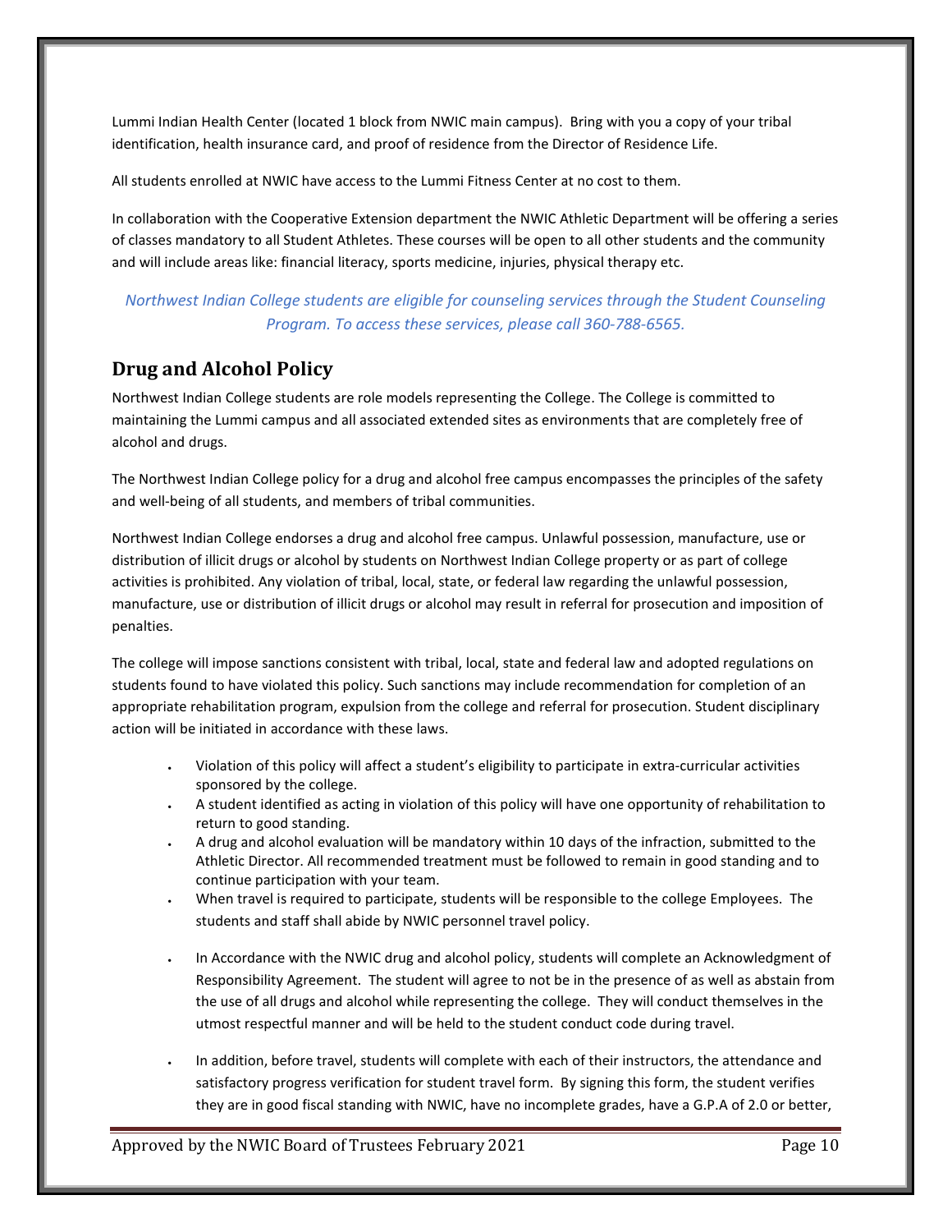Lummi Indian Health Center (located 1 block from NWIC main campus). Bring with you a copy of your tribal identification, health insurance card, and proof of residence from the Director of Residence Life.

All students enrolled at NWIC have access to the Lummi Fitness Center at no cost to them.

In collaboration with the Cooperative Extension department the NWIC Athletic Department will be offering a series of classes mandatory to all Student Athletes. These courses will be open to all other students and the community and will include areas like: financial literacy, sports medicine, injuries, physical therapy etc.

*Northwest Indian College students are eligible for counseling services through the Student Counseling Program. To access these services, please call 360-788-6565.*

## Drug and Alcohol Policy

Northwest Indian College students are role models representing the College. The College is committed to maintaining the Lummi campus and all associated extended sites as environments that are completely free of alcohol and drugs.

The Northwest Indian College policy for a drug and alcohol free campus encompasses the principles of the safety and well-being of all students, and members of tribal communities.

Northwest Indian College endorses a drug and alcohol free campus. Unlawful possession, manufacture, use or distribution of illicit drugs or alcohol by students on Northwest Indian College property or as part of college activities is prohibited. Any violation of tribal, local, state, or federal law regarding the unlawful possession, manufacture, use or distribution of illicit drugs or alcohol may result in referral for prosecution and imposition of penalties.

The college will impose sanctions consistent with tribal, local, state and federal law and adopted regulations on students found to have violated this policy. Such sanctions may include recommendation for completion of an appropriate rehabilitation program, expulsion from the college and referral for prosecution. Student disciplinary action will be initiated in accordance with these laws.

- Violation of this policy will affect a student's eligibility to participate in extra-curricular activities sponsored by the college.
- A student identified as acting in violation of this policy will have one opportunity of rehabilitation to return to good standing.
- A drug and alcohol evaluation will be mandatory within 10 days of the infraction, submitted to the Athletic Director. All recommended treatment must be followed to remain in good standing and to continue participation with your team.
- When travel is required to participate, students will be responsible to the college Employees. The students and staff shall abide by NWIC personnel travel policy.
- In Accordance with the NWIC drug and alcohol policy, students will complete an Acknowledgment of Responsibility Agreement. The student will agree to not be in the presence of as well as abstain from the use of all drugs and alcohol while representing the college. They will conduct themselves in the utmost respectful manner and will be held to the student conduct code during travel.
- In addition, before travel, students will complete with each of their instructors, the attendance and satisfactory progress verification for student travel form. By signing this form, the student verifies they are in good fiscal standing with NWIC, have no incomplete grades, have a G.P.A of 2.0 or better,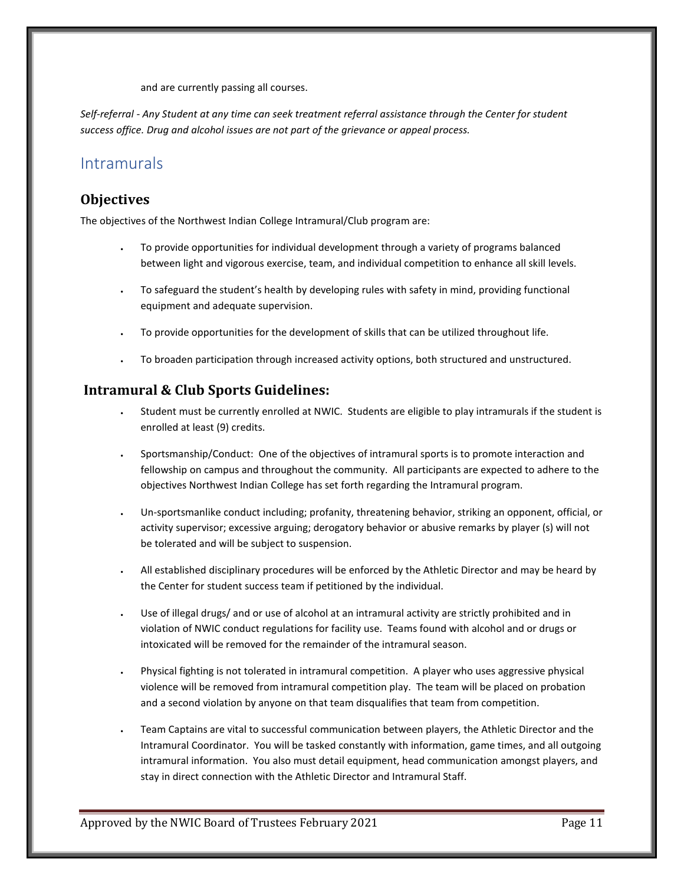and are currently passing all courses.

*Self-referral - Any Student at any time can seek treatment referral assistance through the Center for student success office. Drug and alcohol issues are not part of the grievance or appeal process.*

## Intramurals

### Objectives

The objectives of the Northwest Indian College Intramural/Club program are:

- To provide opportunities for individual development through a variety of programs balanced between light and vigorous exercise, team, and individual competition to enhance all skill levels.
- To safeguard the student's health by developing rules with safety in mind, providing functional equipment and adequate supervision.
- To provide opportunities for the development of skills that can be utilized throughout life.
- To broaden participation through increased activity options, both structured and unstructured.

### Intramural & Club Sports Guidelines:

- Student must be currently enrolled at NWIC. Students are eligible to play intramurals if the student is enrolled at least (9) credits.
- Sportsmanship/Conduct: One of the objectives of intramural sports is to promote interaction and fellowship on campus and throughout the community. All participants are expected to adhere to the objectives Northwest Indian College has set forth regarding the Intramural program.
- Un-sportsmanlike conduct including; profanity, threatening behavior, striking an opponent, official, or activity supervisor; excessive arguing; derogatory behavior or abusive remarks by player (s) will not be tolerated and will be subject to suspension.
- All established disciplinary procedures will be enforced by the Athletic Director and may be heard by the Center for student success team if petitioned by the individual.
- Use of illegal drugs/ and or use of alcohol at an intramural activity are strictly prohibited and in violation of NWIC conduct regulations for facility use. Teams found with alcohol and or drugs or intoxicated will be removed for the remainder of the intramural season.
- Physical fighting is not tolerated in intramural competition. A player who uses aggressive physical violence will be removed from intramural competition play. The team will be placed on probation and a second violation by anyone on that team disqualifies that team from competition.
- Team Captains are vital to successful communication between players, the Athletic Director and the Intramural Coordinator. You will be tasked constantly with information, game times, and all outgoing intramural information. You also must detail equipment, head communication amongst players, and stay in direct connection with the Athletic Director and Intramural Staff.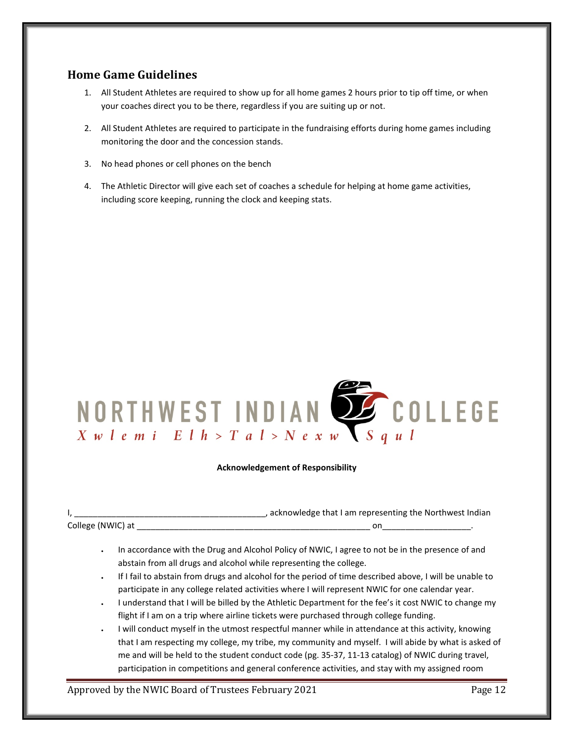## Home Game Guidelines

1. All Student Athletes are required to show up for all home games 2 hours prior to tip off time, or when your coaches direct you to be there, regardless if you are suiting up or not.

2. All Student Athletes are required to participate in the fundraising efforts during home games including monitoring the door and the concession stands.

3. No head phones or cell phones on the bench

4. The Athletic Director will give each set of coaches a schedule for helping at home game activities, including score keeping, running the clock and keeping stats.

NORTHWEST INDIAN COLLEGE
Xwlemi Elh>Tal>Nexw Squl

**Acknowledgement of Responsibility**

I, ________________________________________, acknowledge that I am representing the Northwest Indian College (NWIC) at __________________________________________________ on___________________.

- In accordance with the Drug and Alcohol Policy of NWIC, I agree to not be in the presence of and abstain from all drugs and alcohol while representing the college.
- If I fail to abstain from drugs and alcohol for the period of time described above, I will be unable to participate in any college related activities where I will represent NWIC for one calendar year.
- I understand that I will be billed by the Athletic Department for the fee's it cost NWIC to change my flight if I am on a trip where airline tickets were purchased through college funding.
- I will conduct myself in the utmost respectful manner while in attendance at this activity, knowing that I am respecting my college, my tribe, my community and myself. I will abide by what is asked of me and will be held to the student conduct code (pg. 35-37, 11-13 catalog) of NWIC during travel, participation in competitions and general conference activities, and stay with my assigned room

Approved by the NWIC Board of Trustees February 2021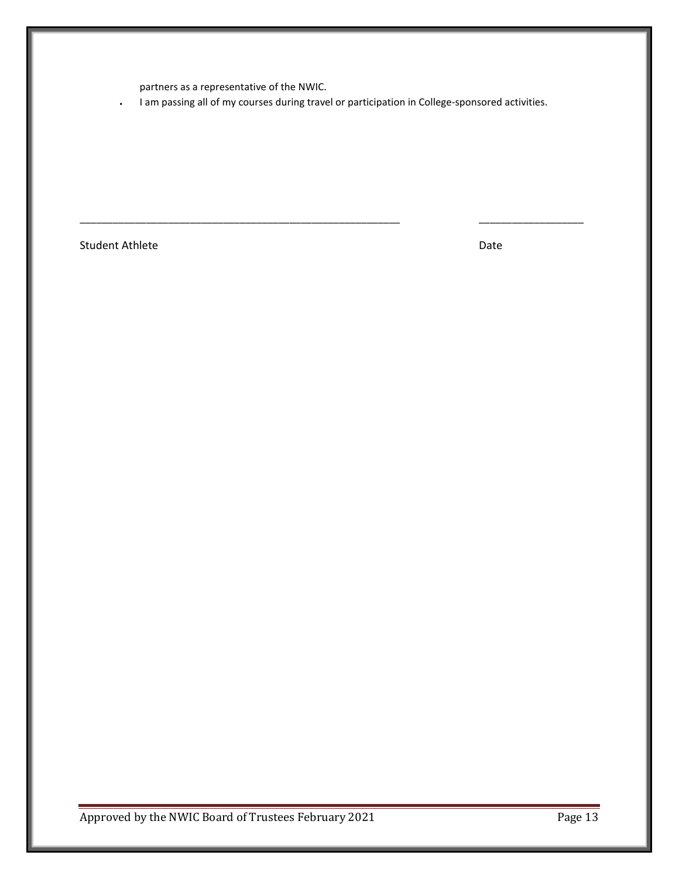partners as a representative of the NWIC.

- I am passing all of my courses during travel or participation in College-sponsored activities.

\_\_\_\_\_\_\_\_\_\_\_\_\_\_\_\_\_\_\_\_\_\_\_\_\_\_\_\_\_\_\_\_\_\_\_\_\_\_\_\_\_\_\_\_\_\_\_\_\_\_\_\_\_\_\_\_ \_\_\_\_\_\_\_\_\_\_\_\_\_\_\_\_\_\_

Student Athlete Date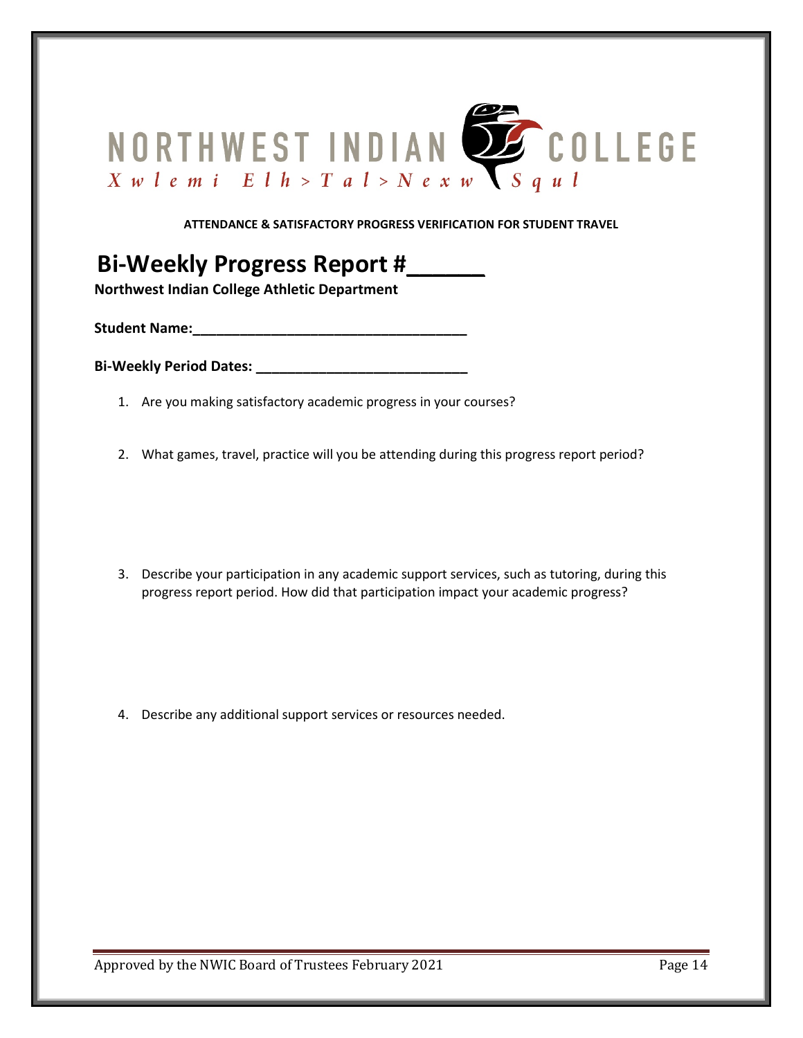NORTHWEST INDIAN COLLEGE
*Xwlemi Elh>Tal>Nexw Squl*

**ATTENDANCE & SATISFACTORY PROGRESS VERIFICATION FOR STUDENT TRAVEL**

# Bi-Weekly Progress Report #______

**Northwest Indian College Athletic Department**

**Student Name:**___________________________________

**Bi-Weekly Period Dates:** ___________________________

1. Are you making satisfactory academic progress in your courses?

2. What games, travel, practice will you be attending during this progress report period?

3. Describe your participation in any academic support services, such as tutoring, during this progress report period. How did that participation impact your academic progress?

4. Describe any additional support services or resources needed.

Approved by the NWIC Board of Trustees February 2021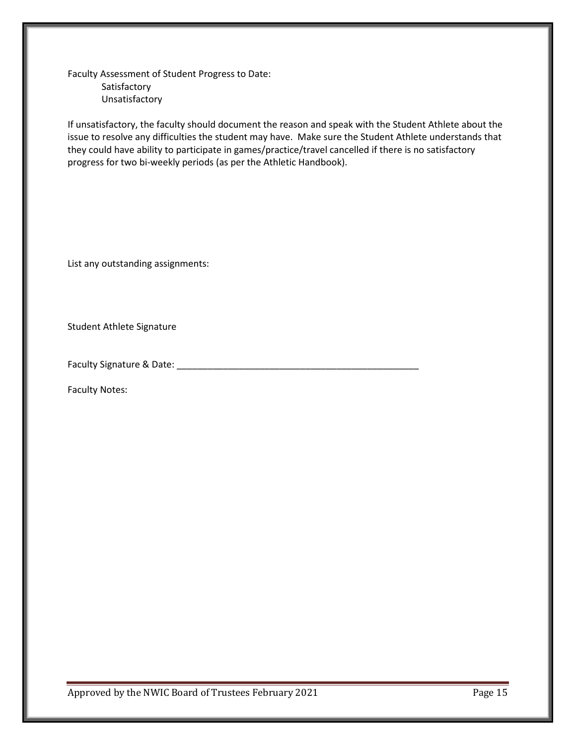Faculty Assessment of Student Progress to Date:

Satisfactory

Unsatisfactory

If unsatisfactory, the faculty should document the reason and speak with the Student Athlete about the issue to resolve any difficulties the student may have. Make sure the Student Athlete understands that they could have ability to participate in games/practice/travel cancelled if there is no satisfactory progress for two bi-weekly periods (as per the Athletic Handbook).

List any outstanding assignments:

Student Athlete Signature

Faculty Signature & Date: ________________________________________________

Faculty Notes: